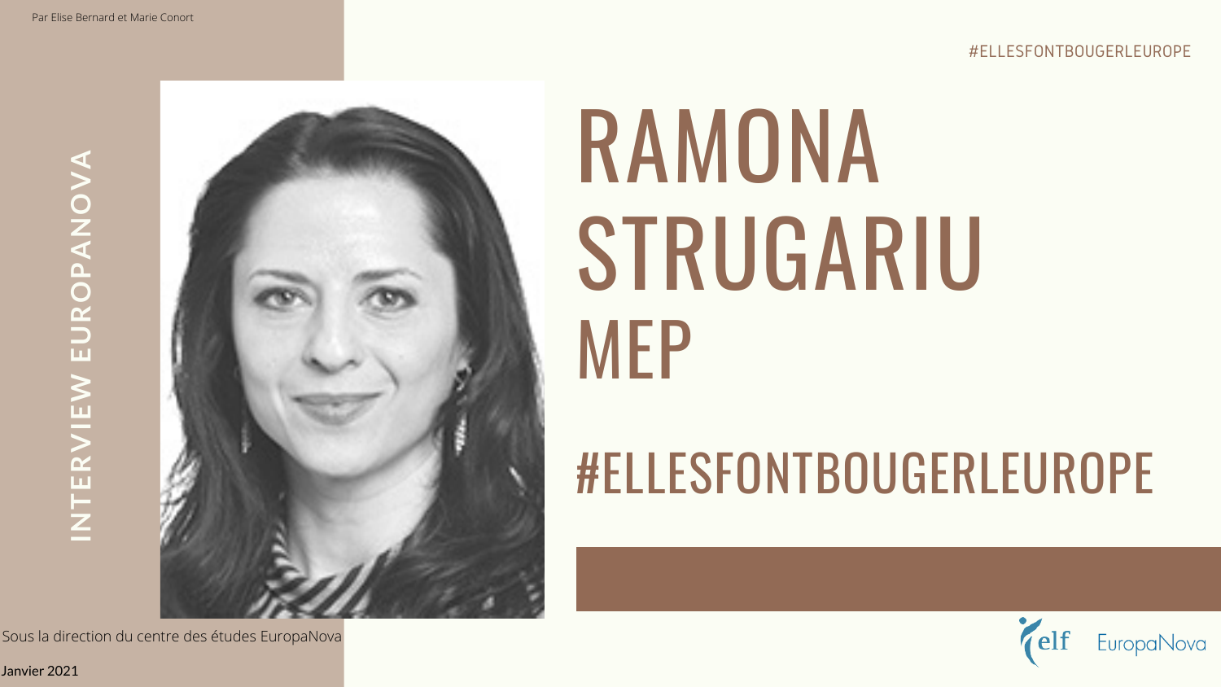Par Elise Bernard et Marie Conort

#ELLESFONTBOUGERLEUROPE

INTERVIEW EUROPANOVA

# RAMONA STRUGARIU

## MEP

## #ELLESFONTBOUGERLEUROPE

Sous la direction du centre des études EuropaNova

Janvier 2021

elf EuropaNova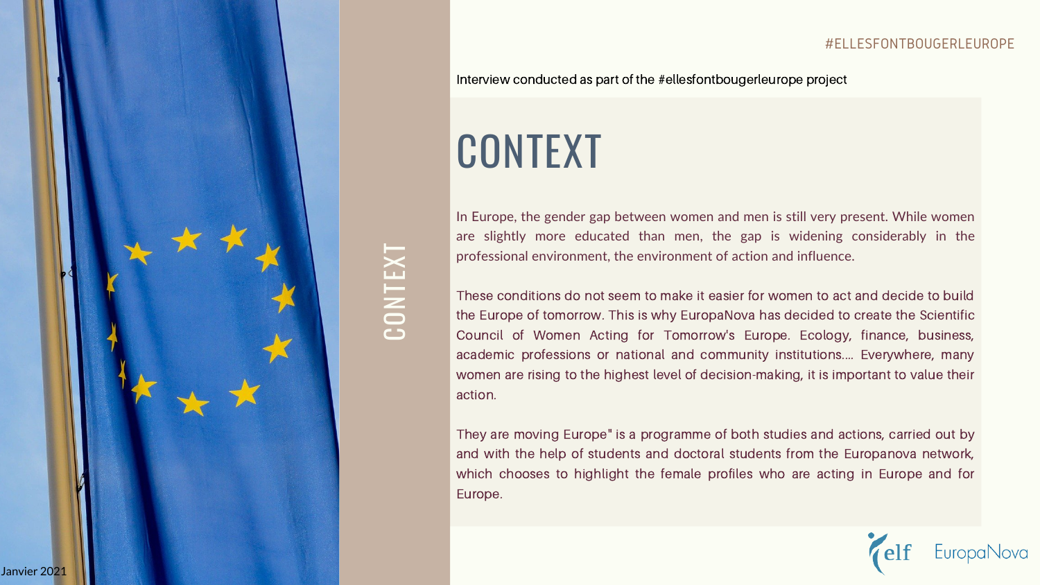Interview conducted as part of the #ellesfontbougerleurope project

# CONTEXT

In Europe, the gender gap between women and men is still very present. While women are slightly more educated than men, the gap is widening considerably in the professional environment, the environment of action and influence.

These conditions do not seem to make it easier for women to act and decide to build the Europe of tomorrow. This is why EuropaNova has decided to create the Scientific Council of Women Acting for Tomorrow's Europe. Ecology, finance, business, academic professions or national and community institutions.... Everywhere, many women are rising to the highest level of decision-making, it is important to value their action.

They are moving Europe" is a programme of both studies and actions, carried out by and with the help of students and doctoral students from the Europanova network, which chooses to highlight the female profiles who are acting in Europe and for Europe.

Janvier 2021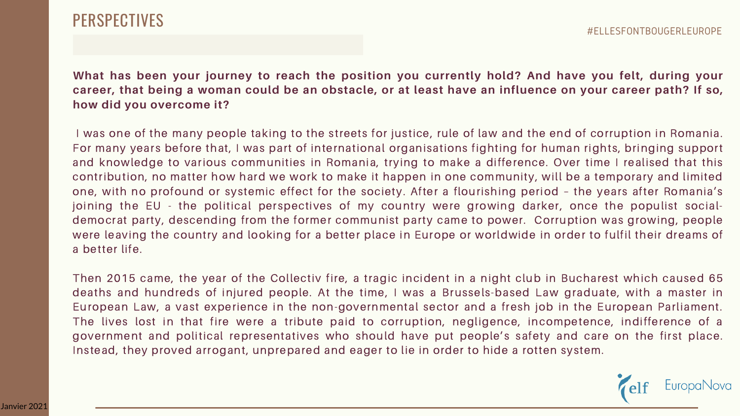## PERSPECTIVES

#ELLESFONTBOUGERLEUROPE

**What has been your journey to reach the position you currently hold? And have you felt, during your career, that being a woman could be an obstacle, or at least have an influence on your career path? If so, how did you overcome it?**

I was one of the many people taking to the streets for justice, rule of law and the end of corruption in Romania. For many years before that, I was part of international organisations fighting for human rights, bringing support and knowledge to various communities in Romania, trying to make a difference. Over time I realised that this contribution, no matter how hard we work to make it happen in one community, will be a temporary and limited one, with no profound or systemic effect for the society. After a flourishing period – the years after Romania's joining the EU - the political perspectives of my country were growing darker, once the populist social-democrat party, descending from the former communist party came to power. Corruption was growing, people were leaving the country and looking for a better place in Europe or worldwide in order to fulfil their dreams of a better life.

Then 2015 came, the year of the Collectiv fire, a tragic incident in a night club in Bucharest which caused 65 deaths and hundreds of injured people. At the time, I was a Brussels-based Law graduate, with a master in European Law, a vast experience in the non-governmental sector and a fresh job in the European Parliament. The lives lost in that fire were a tribute paid to corruption, negligence, incompetence, indifference of a government and political representatives who should have put people's safety and care on the first place. Instead, they proved arrogant, unprepared and eager to lie in order to hide a rotten system.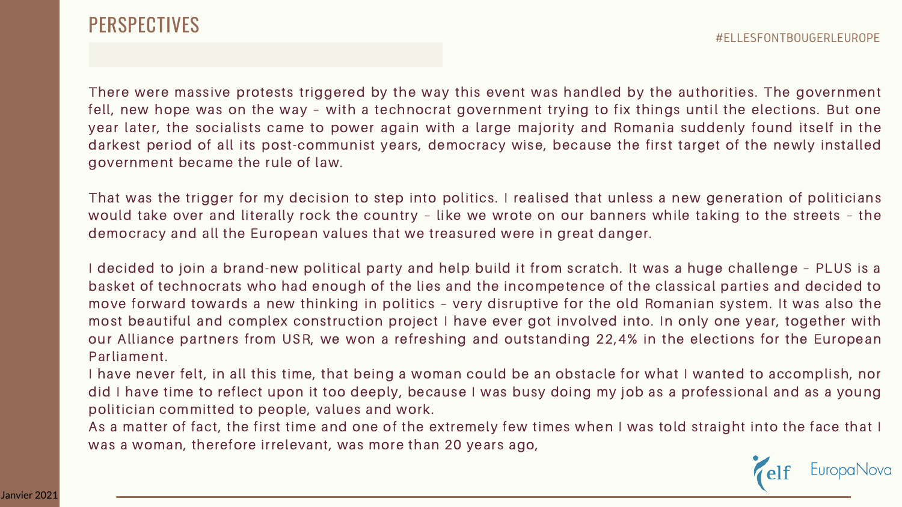# PERSPECTIVES

There were massive protests triggered by the way this event was handled by the authorities. The government fell, new hope was on the way – with a technocrat government trying to fix things until the elections. But one year later, the socialists came to power again with a large majority and Romania suddenly found itself in the darkest period of all its post-communist years, democracy wise, because the first target of the newly installed government became the rule of law.

That was the trigger for my decision to step into politics. I realised that unless a new generation of politicians would take over and literally rock the country – like we wrote on our banners while taking to the streets – the democracy and all the European values that we treasured were in great danger.

I decided to join a brand-new political party and help build it from scratch. It was a huge challenge – PLUS is a basket of technocrats who had enough of the lies and the incompetence of the classical parties and decided to move forward towards a new thinking in politics – very disruptive for the old Romanian system. It was also the most beautiful and complex construction project I have ever got involved into. In only one year, together with our Alliance partners from USR, we won a refreshing and outstanding 22,4% in the elections for the European Parliament.

I have never felt, in all this time, that being a woman could be an obstacle for what I wanted to accomplish, nor did I have time to reflect upon it too deeply, because I was busy doing my job as a professional and as a young politician committed to people, values and work.

As a matter of fact, the first time and one of the extremely few times when I was told straight into the face that I was a woman, therefore irrelevant, was more than 20 years ago,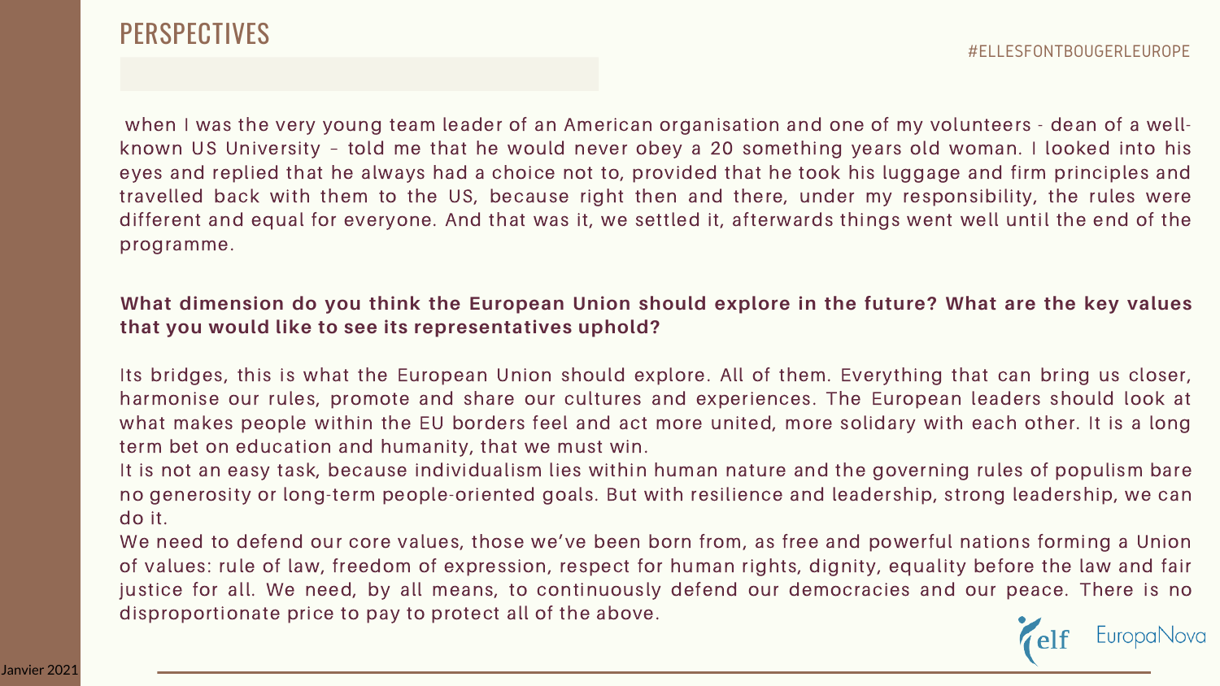when I was the very young team leader of an American organisation and one of my volunteers - dean of a well-known US University – told me that he would never obey a 20 something years old woman. I looked into his eyes and replied that he always had a choice not to, provided that he took his luggage and firm principles and travelled back with them to the US, because right then and there, under my responsibility, the rules were different and equal for everyone. And that was it, we settled it, afterwards things went well until the end of the programme.

**What dimension do you think the European Union should explore in the future? What are the key values that you would like to see its representatives uphold?**

Its bridges, this is what the European Union should explore. All of them. Everything that can bring us closer, harmonise our rules, promote and share our cultures and experiences. The European leaders should look at what makes people within the EU borders feel and act more united, more solidary with each other. It is a long term bet on education and humanity, that we must win.

It is not an easy task, because individualism lies within human nature and the governing rules of populism bare no generosity or long-term people-oriented goals. But with resilience and leadership, strong leadership, we can do it.

We need to defend our core values, those we've been born from, as free and powerful nations forming a Union of values: rule of law, freedom of expression, respect for human rights, dignity, equality before the law and fair justice for all. We need, by all means, to continuously defend our democracies and our peace. There is no disproportionate price to pay to protect all of the above.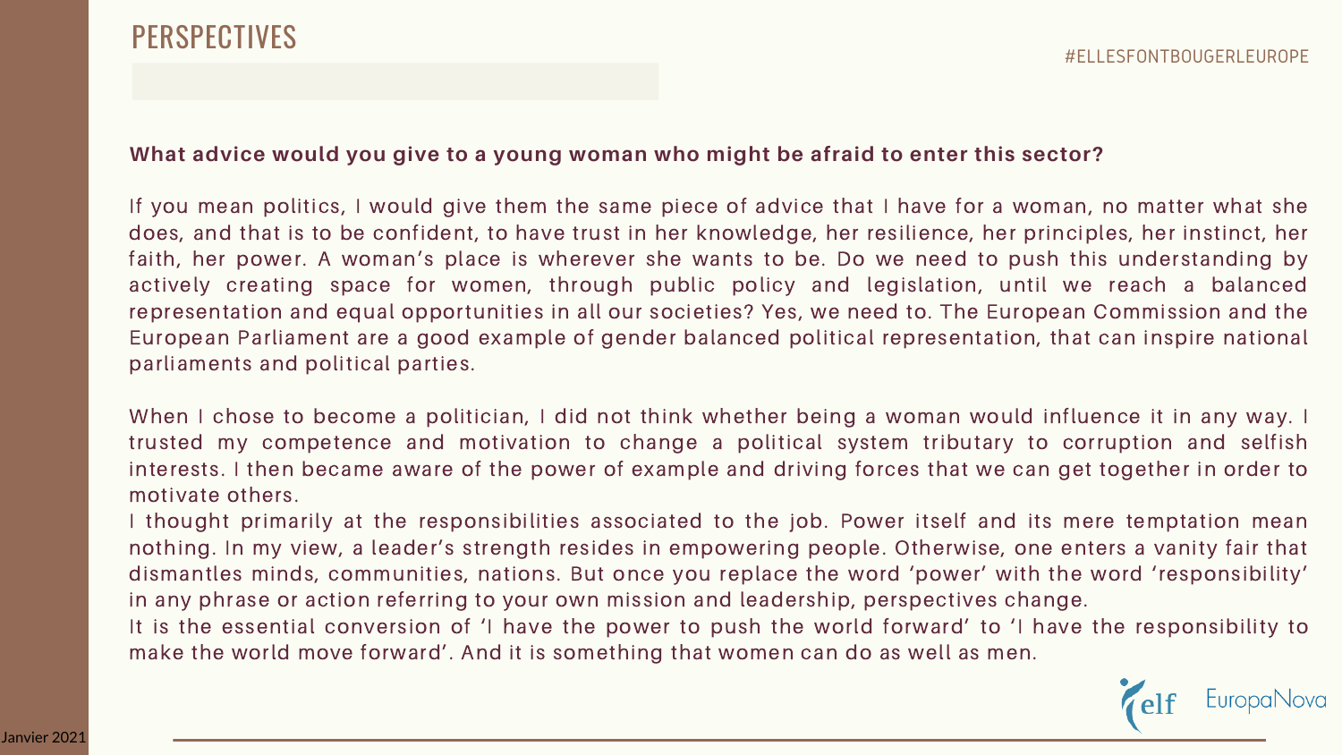# PERSPECTIVES

#ELLESFONTBOUGERLEUROPE

**What advice would you give to a young woman who might be afraid to enter this sector?**

If you mean politics, I would give them the same piece of advice that I have for a woman, no matter what she does, and that is to be confident, to have trust in her knowledge, her resilience, her principles, her instinct, her faith, her power. A woman's place is wherever she wants to be. Do we need to push this understanding by actively creating space for women, through public policy and legislation, until we reach a balanced representation and equal opportunities in all our societies? Yes, we need to. The European Commission and the European Parliament are a good example of gender balanced political representation, that can inspire national parliaments and political parties.

When I chose to become a politician, I did not think whether being a woman would influence it in any way. I trusted my competence and motivation to change a political system tributary to corruption and selfish interests. I then became aware of the power of example and driving forces that we can get together in order to motivate others.

I thought primarily at the responsibilities associated to the job. Power itself and its mere temptation mean nothing. In my view, a leader's strength resides in empowering people. Otherwise, one enters a vanity fair that dismantles minds, communities, nations. But once you replace the word 'power' with the word 'responsibility' in any phrase or action referring to your own mission and leadership, perspectives change.

It is the essential conversion of 'I have the power to push the world forward' to 'I have the responsibility to make the world move forward'. And it is something that women can do as well as men.

elf EuropaNova

Janvier 2021